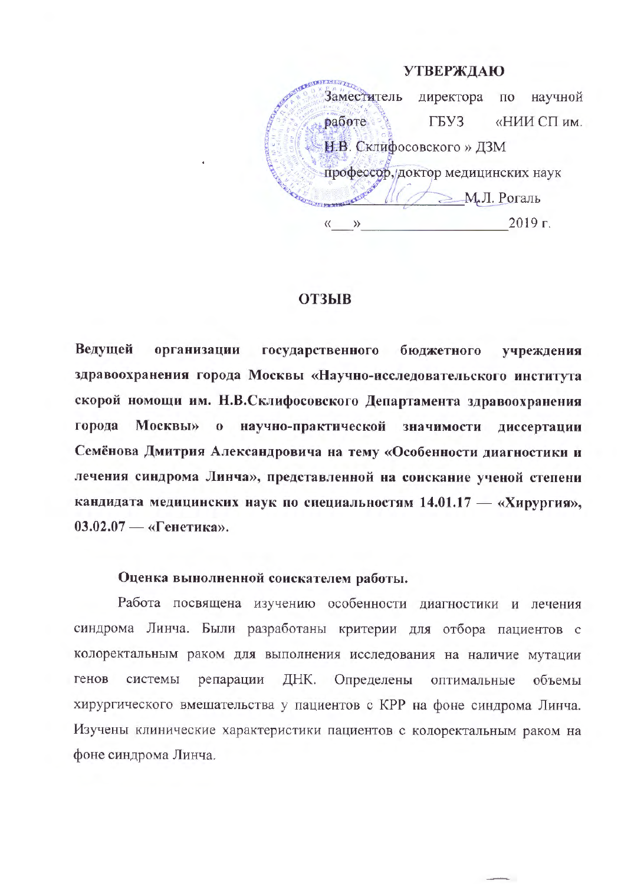**УТВЕРЖДАЮ**

Заместитель директора по научной работе ГБУЗ «НИИ СП им. Н.В. Склифосовского » ДЗМ

профессор, доктор медицинских наук

__________________ М.Л. Рогаль

«___»___________________2019 г.

# ОТЗЫВ

**Ведущей организации государственного бюджетного учреждения здравоохранения города Москвы «Научно-исследовательского института скорой помощи им. Н.В.Склифосовского Департамента здравоохранения города Москвы» о научно-практической значимости диссертации Семёнова Дмитрия Александровича на тему «Особенности диагностики и лечения синдрома Линча», представленной на соискание ученой степени кандидата медицинских наук по специальностям 14.01.17 — «Хирургия», 03.02.07 — «Генетика».**

**Оценка выполненной соискателем работы.**

Работа посвящена изучению особенности диагностики и лечения синдрома Линча. Были разработаны критерии для отбора пациентов с колоректальным раком для выполнения исследования на наличие мутации генов системы репарации ДНК. Определены оптимальные объемы хирургического вмешательства у пациентов с КРР на фоне синдрома Линча. Изучены клинические характеристики пациентов с колоректальным раком на фоне синдрома Линча.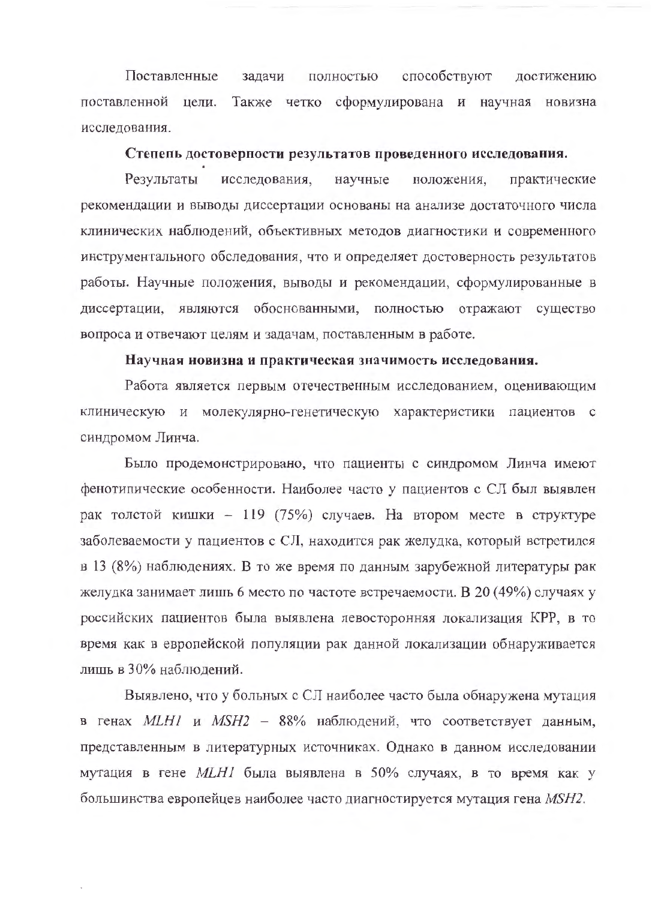Поставленные задачи полностью способствуют достижению поставленной цели. Также четко сформулирована и научная новизна исследования.

**Степень достоверности результатов проведенного исследования.**

Результаты исследования, научные положения, практические рекомендации и выводы диссертации основаны на анализе достаточного числа клинических наблюдений, объективных методов диагностики и современного инструментального обследования, что и определяет достоверность результатов работы. Научные положения, выводы и рекомендации, сформулированные в диссертации, являются обоснованными, полностью отражают существо вопроса и отвечают целям и задачам, поставленным в работе.

**Научная новизна и практическая значимость исследования.**

Работа является первым отечественным исследованием, оценивающим клиническую и молекулярно-генетическую характеристики пациентов с синдромом Линча.

Было продемонстрировано, что пациенты с синдромом Линча имеют фенотипические особенности. Наиболее часто у пациентов с СЛ был выявлен рак толстой кишки – 119 (75%) случаев. На втором месте в структуре заболеваемости у пациентов с СЛ, находится рак желудка, который встретился в 13 (8%) наблюдениях. В то же время по данным зарубежной литературы рак желудка занимает лишь 6 место по частоте встречаемости. В 20 (49%) случаях у российских пациентов была выявлена левосторонняя локализация КРР, в то время как в европейской популяции рак данной локализации обнаруживается лишь в 30% наблюдений.

Выявлено, что у больных с СЛ наиболее часто была обнаружена мутация в генах *MLH1* и *MSH2* – 88% наблюдений, что соответствует данным, представленным в литературных источниках. Однако в данном исследовании мутация в гене *MLH1* была выявлена в 50% случаях, в то время как у большинства европейцев наиболее часто диагностируется мутация гена *MSH2*.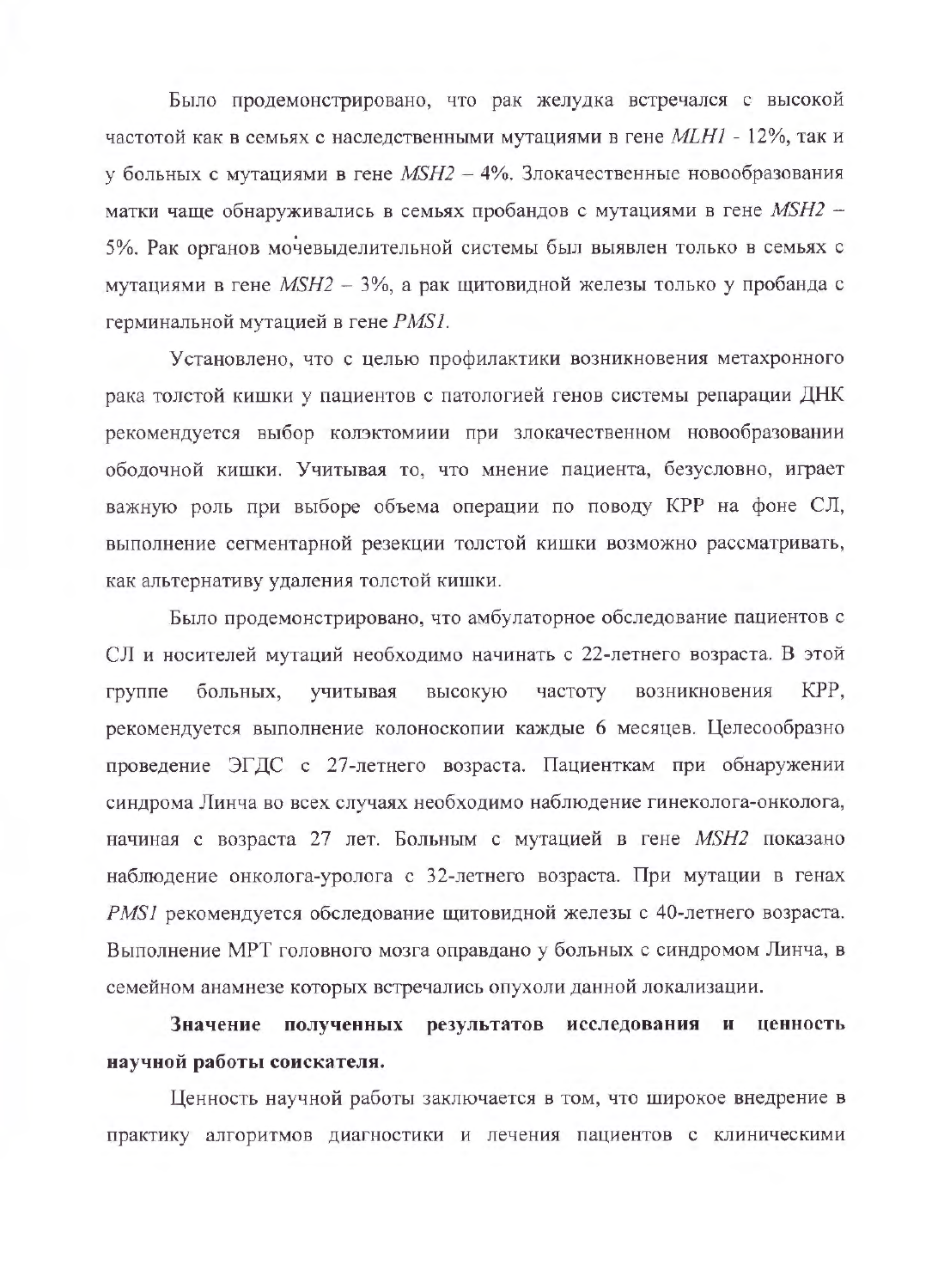Было продемонстрировано, что рак желудка встречался с высокой частотой как в семьях с наследственными мутациями в гене *MLH1* - 12%, так и у больных с мутациями в гене *MSH2* – 4%. Злокачественные новообразования матки чаще обнаруживались в семьях пробандов с мутациями в гене *MSH2* – 5%. Рак органов мочевыделительной системы был выявлен только в семьях с мутациями в гене *MSH2* – 3%, а рак щитовидной железы только у пробанда с герминальной мутацией в гене *PMS1*.

Установлено, что с целью профилактики возникновения метахронного рака толстой кишки у пациентов с патологией генов системы репарации ДНК рекомендуется выбор колэктомиии при злокачественном новообразовании ободочной кишки. Учитывая то, что мнение пациента, безусловно, играет важную роль при выборе объема операции по поводу КРР на фоне СЛ, выполнение сегментарной резекции толстой кишки возможно рассматривать, как альтернативу удаления толстой кишки.

Было продемонстрировано, что амбулаторное обследование пациентов с СЛ и носителей мутаций необходимо начинать с 22-летнего возраста. В этой группе больных, учитывая высокую частоту возникновения КРР, рекомендуется выполнение колоноскопии каждые 6 месяцев. Целесообразно проведение ЭГДС с 27-летнего возраста. Пациенткам при обнаружении синдрома Линча во всех случаях необходимо наблюдение гинеколога-онколога, начиная с возраста 27 лет. Больным с мутацией в гене *MSH2* показано наблюдение онколога-уролога с 32-летнего возраста. При мутации в генах *PMS1* рекомендуется обследование щитовидной железы с 40-летнего возраста. Выполнение МРТ головного мозга оправдано у больных с синдромом Линча, в семейном анамнезе которых встречались опухоли данной локализации.

**Значение полученных результатов исследования и ценность научной работы соискателя.**

Ценность научной работы заключается в том, что широкое внедрение в практику алгоритмов диагностики и лечения пациентов с клиническими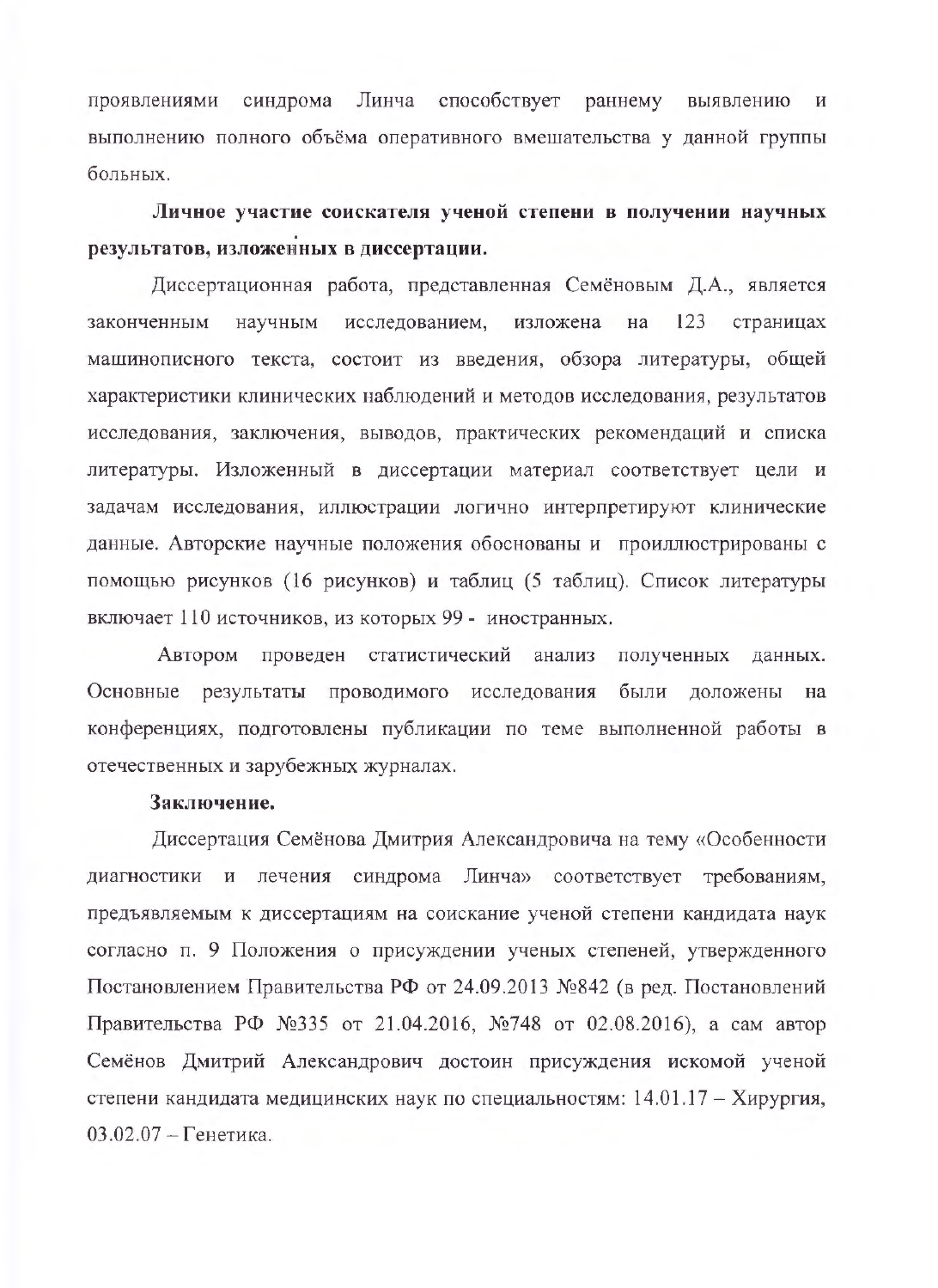проявлениями синдрома Линча способствует раннему выявлению и выполнению полного объёма оперативного вмешательства у данной группы больных.

**Личное участие соискателя ученой степени в получении научных результатов, изложенных в диссертации.**

Диссертационная работа, представленная Семёновым Д.А., является законченным научным исследованием, изложена на 123 страницах машинописного текста, состоит из введения, обзора литературы, общей характеристики клинических наблюдений и методов исследования, результатов исследования, заключения, выводов, практических рекомендаций и списка литературы. Изложенный в диссертации материал соответствует цели и задачам исследования, иллюстрации логично интерпретируют клинические данные. Авторские научные положения обоснованы и проиллюстрированы с помощью рисунков (16 рисунков) и таблиц (5 таблиц). Список литературы включает 110 источников, из которых 99 - иностранных.

Автором проведен статистический анализ полученных данных. Основные результаты проводимого исследования были доложены на конференциях, подготовлены публикации по теме выполненной работы в отечественных и зарубежных журналах.

**Заключение.**

Диссертация Семёнова Дмитрия Александровича на тему «Особенности диагностики и лечения синдрома Линча» соответствует требованиям, предъявляемым к диссертациям на соискание ученой степени кандидата наук согласно п. 9 Положения о присуждении ученых степеней, утвержденного Постановлением Правительства РФ от 24.09.2013 №842 (в ред. Постановлений Правительства РФ №335 от 21.04.2016, №748 от 02.08.2016), а сам автор Семёнов Дмитрий Александрович достоин присуждения искомой ученой степени кандидата медицинских наук по специальностям: 14.01.17 – Хирургия, 03.02.07 – Генетика.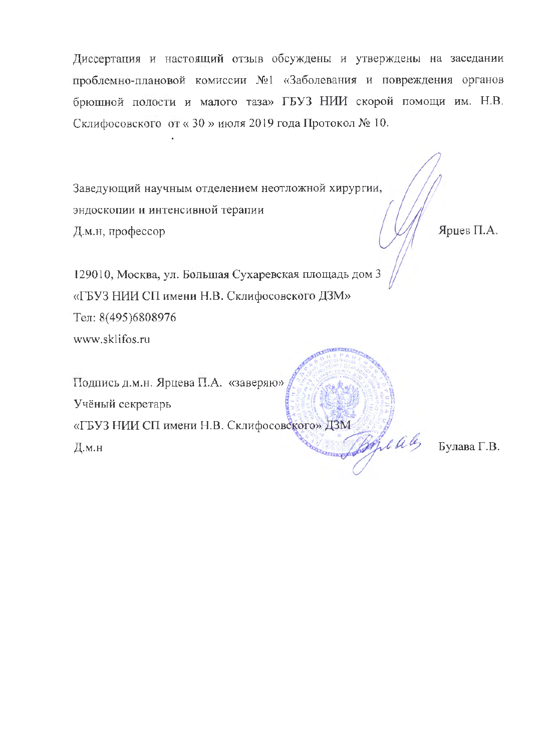Диссертация и настоящий отзыв обсуждены и утверждены на заседании проблемно-плановой комиссии №1 «Заболевания и повреждения органов брюшной полости и малого таза» ГБУЗ НИИ скорой помощи им. Н.В. Склифосовского от « 30 » июля 2019 года Протокол № 10.

Заведующий научным отделением неотложной хирургии,
эндоскопии и интенсивной терапии
Д.м.н, профессор Ярцев П.А.

129010, Москва, ул. Большая Сухаревская площадь дом 3
«ГБУЗ НИИ СП имени Н.В. Склифосовского ДЗМ»
Тел: 8(495)6808976
www.sklifos.ru

Подпись д.м.н. Ярцева П.А. «заверяю»
Учёный секретарь
«ГБУЗ НИИ СП имени Н.В. Склифосовского» ДЗМ
Д.м.н Булава Г.В.